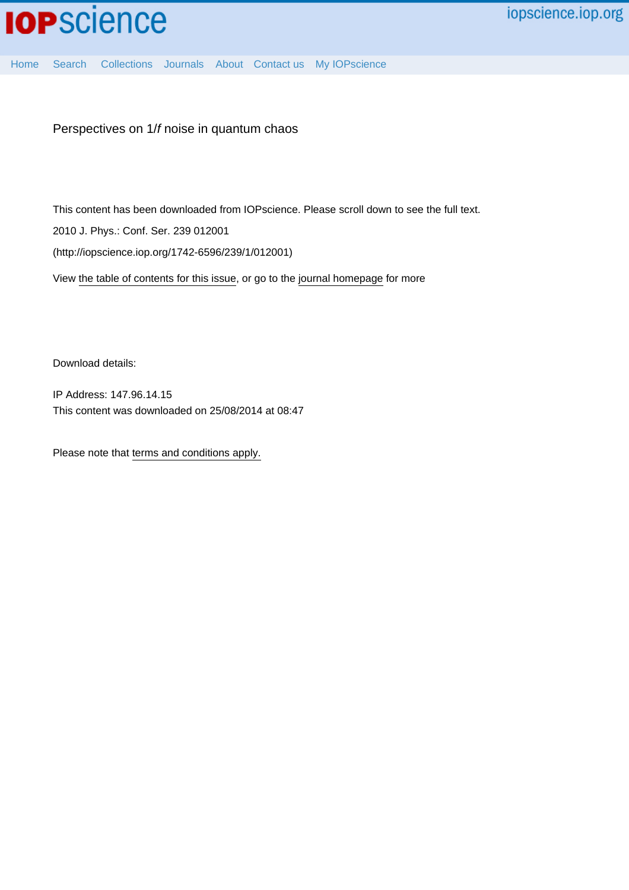# Perspectives on 1/*f* noise in quantum chaos

This content has been downloaded from IOPscience. Please scroll down to see the full text.

2010 J. Phys.: Conf. Ser. 239 012001

(http://iopscience.iop.org/1742-6596/239/1/012001)

View the table of contents for this issue, or go to the journal homepage for more

Download details:

IP Address: 147.96.14.15

This content was downloaded on 25/08/2014 at 08:47

Please note that terms and conditions apply.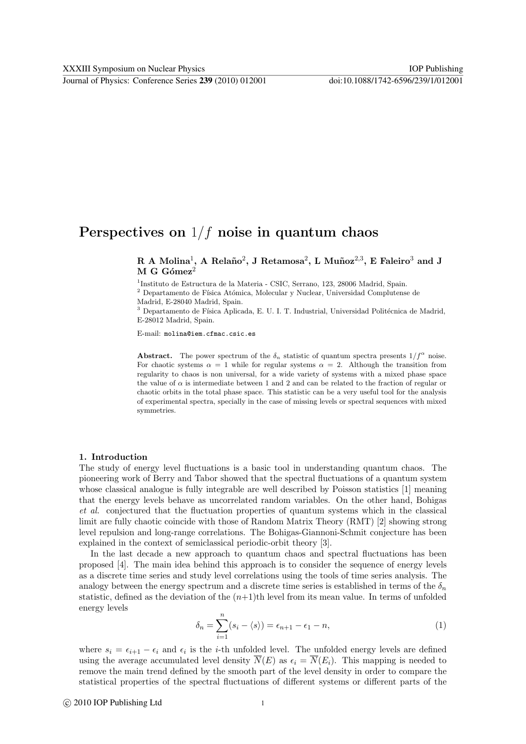# Perspectives on $1/f$ noise in quantum chaos

**R A Molina[1], A Relaño[2], J Retamosa[2], L Muñoz[2,3], E Faleiro[3] and J M G Gómez[2]**

[1]Instituto de Estructura de la Materia - CSIC, Serrano, 123, 28006 Madrid, Spain.

[2] Departamento de Física Atómica, Molecular y Nuclear, Universidad Complutense de Madrid, E-28040 Madrid, Spain.

[3] Departamento de Física Aplicada, E. U. I. T. Industrial, Universidad Politécnica de Madrid, E-28012 Madrid, Spain.

E-mail: molina@iem.cfmac.csic.es

**Abstract.** The power spectrum of the $\delta_n$ statistic of quantum spectra presents $1/f^\alpha$ noise. For chaotic systems $\alpha = 1$ while for regular systems $\alpha = 2$. Although the transition from regularity to chaos is non universal, for a wide variety of systems with a mixed phase space the value of $\alpha$ is intermediate between 1 and 2 and can be related to the fraction of regular or chaotic orbits in the total phase space. This statistic can be a very useful tool for the analysis of experimental spectra, specially in the case of missing levels or spectral sequences with mixed symmetries.

## 1. Introduction

The study of energy level fluctuations is a basic tool in understanding quantum chaos. The pioneering work of Berry and Tabor showed that the spectral fluctuations of a quantum system whose classical analogue is fully integrable are well described by Poisson statistics [1] meaning that the energy levels behave as uncorrelated random variables. On the other hand, Bohigas *et al.* conjectured that the fluctuation properties of quantum systems which in the classical limit are fully chaotic coincide with those of Random Matrix Theory (RMT) [2] showing strong level repulsion and long-range correlations. The Bohigas-Giannoni-Schmit conjecture has been explained in the context of semiclassical periodic-orbit theory [3].

In the last decade a new approach to quantum chaos and spectral fluctuations has been proposed [4]. The main idea behind this approach is to consider the sequence of energy levels as a discrete time series and study level correlations using the tools of time series analysis. The analogy between the energy spectrum and a discrete time series is established in terms of the $\delta_n$ statistic, defined as the deviation of the $(n+1)$th level from its mean value. In terms of unfolded energy levels

$$\delta_n = \sum_{i=1}^{n} (s_i - \langle s \rangle) = \epsilon_{n+1} - \epsilon_1 - n, \tag{1}$$

where $s_i = \epsilon_{i+1} - \epsilon_i$ and $\epsilon_i$ is the $i$-th unfolded level. The unfolded energy levels are defined using the average accumulated level density $\overline{N}(E)$ as $\epsilon_i = \overline{N}(E_i)$. This mapping is needed to remove the main trend defined by the smooth part of the level density in order to compare the statistical properties of the spectral fluctuations of different systems or different parts of the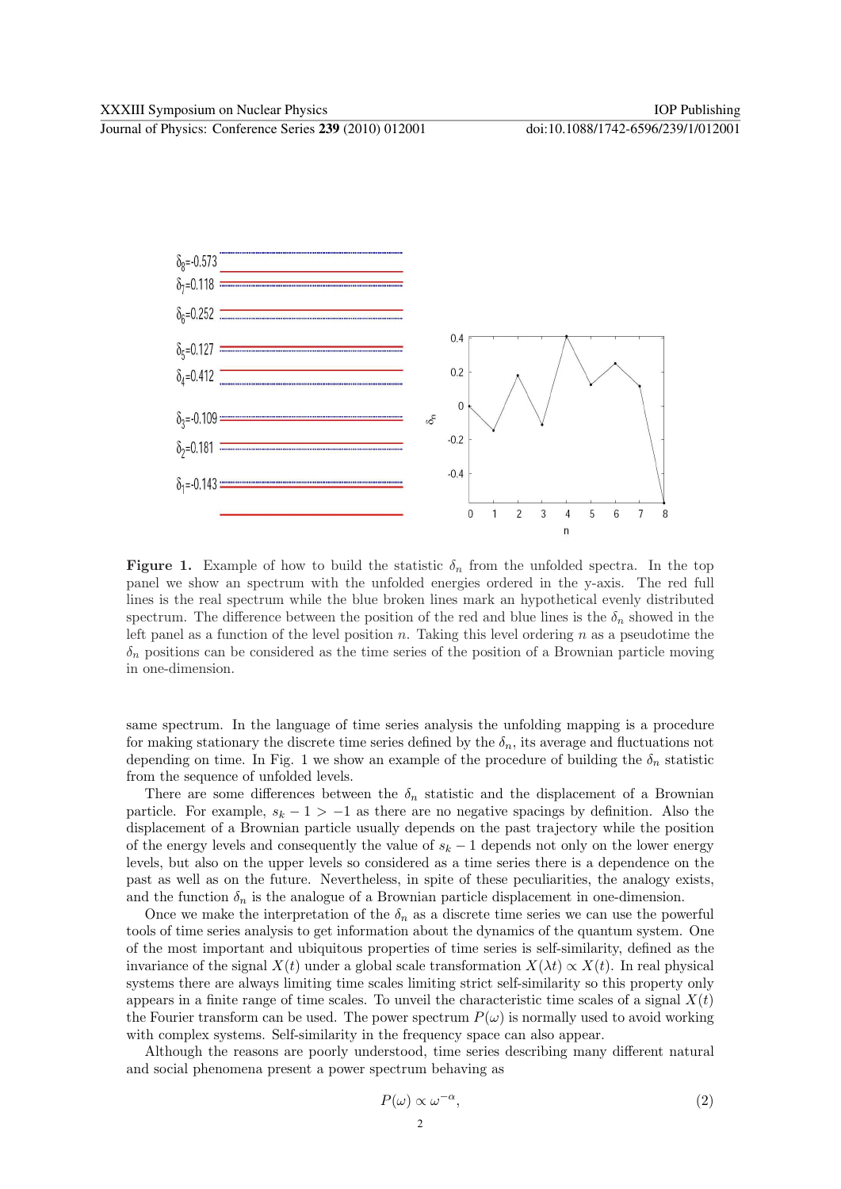**Figure 1.** Example of how to build the statistic $\delta_n$ from the unfolded spectra. In the top panel we show an spectrum with the unfolded energies ordered in the y-axis. The red full lines is the real spectrum while the blue broken lines mark an hypothetical evenly distributed spectrum. The difference between the position of the red and blue lines is the $\delta_n$ showed in the left panel as a function of the level position $n$. Taking this level ordering $n$ as a pseudotime the $\delta_n$ positions can be considered as the time series of the position of a Brownian particle moving in one-dimension.

same spectrum. In the language of time series analysis the unfolding mapping is a procedure for making stationary the discrete time series defined by the $\delta_n$, its average and fluctuations not depending on time. In Fig. 1 we show an example of the procedure of building the $\delta_n$ statistic from the sequence of unfolded levels.

There are some differences between the $\delta_n$ statistic and the displacement of a Brownian particle. For example, $s_k - 1 > -1$ as there are no negative spacings by definition. Also the displacement of a Brownian particle usually depends on the past trajectory while the position of the energy levels and consequently the value of $s_k - 1$ depends not only on the lower energy levels, but also on the upper levels so considered as a time series there is a dependence on the past as well as on the future. Nevertheless, in spite of these peculiarities, the analogy exists, and the function $\delta_n$ is the analogue of a Brownian particle displacement in one-dimension.

Once we make the interpretation of the $\delta_n$ as a discrete time series we can use the powerful tools of time series analysis to get information about the dynamics of the quantum system. One of the most important and ubiquitous properties of time series is self-similarity, defined as the invariance of the signal $X(t)$ under a global scale transformation $X(\lambda t) \propto X(t)$. In real physical systems there are always limiting time scales limiting strict self-similarity so this property only appears in a finite range of time scales. To unveil the characteristic time scales of a signal $X(t)$ the Fourier transform can be used. The power spectrum $P(\omega)$ is normally used to avoid working with complex systems. Self-similarity in the frequency space can also appear.

Although the reasons are poorly understood, time series describing many different natural and social phenomena present a power spectrum behaving as

$$P(\omega) \propto \omega^{-\alpha}, \tag{2}$$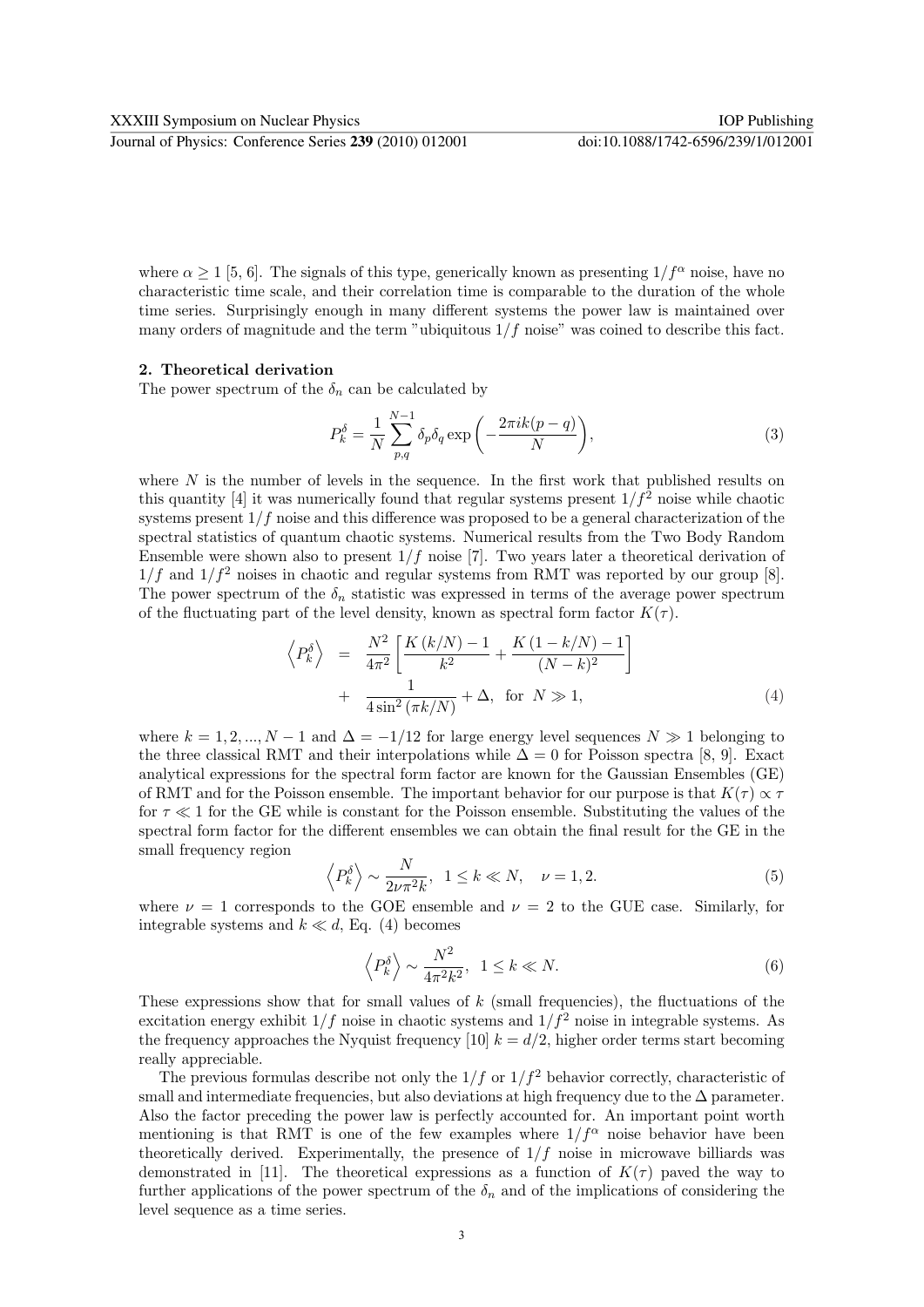where $\alpha \geq 1$ [5, 6]. The signals of this type, generically known as presenting $1/f^\alpha$ noise, have no characteristic time scale, and their correlation time is comparable to the duration of the whole time series. Surprisingly enough in many different systems the power law is maintained over many orders of magnitude and the term "ubiquitous $1/f$ noise" was coined to describe this fact.

## 2. Theoretical derivation

The power spectrum of the $\delta_n$ can be calculated by

$$P_k^\delta = \frac{1}{N} \sum_{p,q}^{N-1} \delta_p \delta_q \exp\left( -\frac{2\pi i k(p-q)}{N} \right), \tag{3}$$

where $N$ is the number of levels in the sequence. In the first work that published results on this quantity [4] it was numerically found that regular systems present $1/f^2$ noise while chaotic systems present $1/f$ noise and this difference was proposed to be a general characterization of the spectral statistics of quantum chaotic systems. Numerical results from the Two Body Random Ensemble were shown also to present $1/f$ noise [7]. Two years later a theoretical derivation of $1/f$ and $1/f^2$ noises in chaotic and regular systems from RMT was reported by our group [8]. The power spectrum of the $\delta_n$ statistic was expressed in terms of the average power spectrum of the fluctuating part of the level density, known as spectral form factor $K(\tau)$.

$$\begin{aligned} \left\langle P_k^\delta \right\rangle &= \frac{N^2}{4\pi^2} \left[ \frac{K(k/N) - 1}{k^2} + \frac{K(1 - k/N) - 1}{(N-k)^2} \right] \\ &+ \frac{1}{4\sin^2(\pi k/N)} + \Delta, \text{ for } N \gg 1, \end{aligned} \tag{4}$$

where $k = 1, 2, ..., N-1$ and $\Delta = -1/12$ for large energy level sequences $N \gg 1$ belonging to the three classical RMT and their interpolations while $\Delta = 0$ for Poisson spectra [8, 9]. Exact analytical expressions for the spectral form factor are known for the Gaussian Ensembles (GE) of RMT and for the Poisson ensemble. The important behavior for our purpose is that $K(\tau) \propto \tau$ for $\tau \ll 1$ for the GE while is constant for the Poisson ensemble. Substituting the values of the spectral form factor for the different ensembles we can obtain the final result for the GE in the small frequency region

$$\left\langle P_k^\delta \right\rangle \sim \frac{N}{2\nu\pi^2 k}, \quad 1 \leq k \ll N, \quad \nu = 1, 2. \tag{5}$$

where $\nu = 1$ corresponds to the GOE ensemble and $\nu = 2$ to the GUE case. Similarly, for integrable systems and $k \ll d$, Eq. (4) becomes

$$\left\langle P_k^\delta \right\rangle \sim \frac{N^2}{4\pi^2 k^2}, \quad 1 \leq k \ll N. \tag{6}$$

These expressions show that for small values of $k$ (small frequencies), the fluctuations of the excitation energy exhibit $1/f$ noise in chaotic systems and $1/f^2$ noise in integrable systems. As the frequency approaches the Nyquist frequency [10] $k = d/2$, higher order terms start becoming really appreciable.

The previous formulas describe not only the $1/f$ or $1/f^2$ behavior correctly, characteristic of small and intermediate frequencies, but also deviations at high frequency due to the $\Delta$ parameter. Also the factor preceding the power law is perfectly accounted for. An important point worth mentioning is that RMT is one of the few examples where $1/f^\alpha$ noise behavior have been theoretically derived. Experimentally, the presence of $1/f$ noise in microwave billiards was demonstrated in [11]. The theoretical expressions as a function of $K(\tau)$ paved the way to further applications of the power spectrum of the $\delta_n$ and of the implications of considering the level sequence as a time series.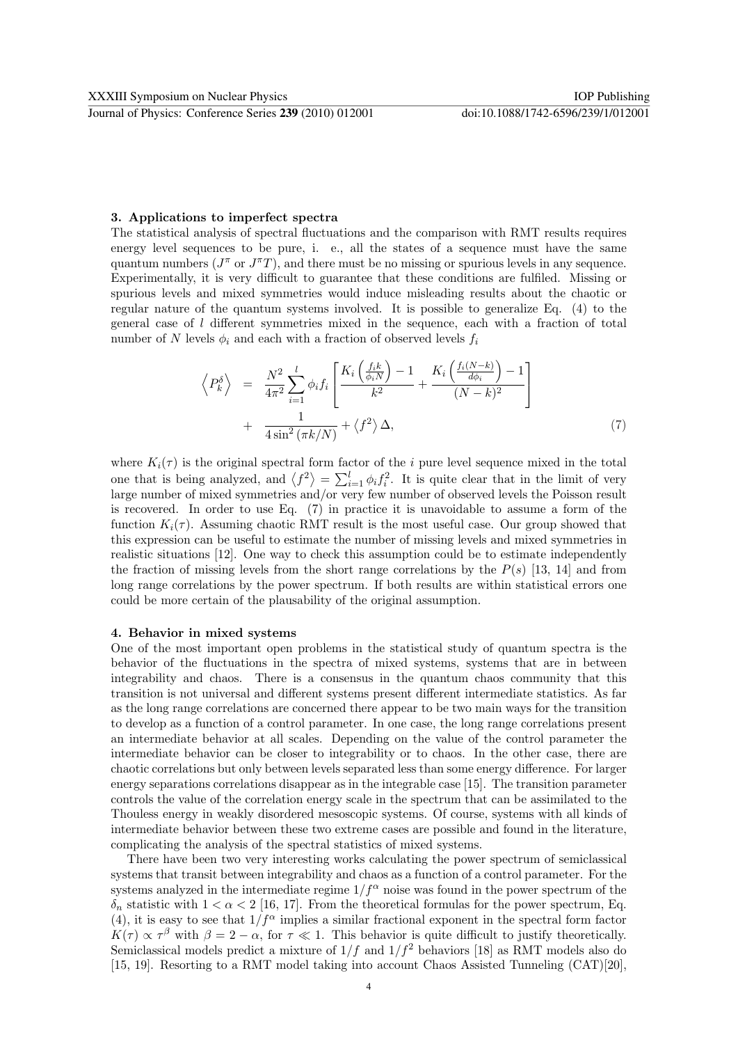## 3. Applications to imperfect spectra

The statistical analysis of spectral fluctuations and the comparison with RMT results requires energy level sequences to be pure, i. e., all the states of a sequence must have the same quantum numbers ($J^\pi$ or $J^\pi T$), and there must be no missing or spurious levels in any sequence. Experimentally, it is very difficult to guarantee that these conditions are fulfiled. Missing or spurious levels and mixed symmetries would induce misleading results about the chaotic or regular nature of the quantum systems involved. It is possible to generalize Eq. (4) to the general case of $l$ different symmetries mixed in the sequence, each with a fraction of total number of $N$ levels $\phi_i$ and each with a fraction of observed levels $f_i$

$$
\begin{aligned}
\left\langle P_k^\delta \right\rangle &= \frac{N^2}{4\pi^2} \sum_{i=1}^{l} \phi_i f_i \left[ \frac{K_i\left(\frac{f_i k}{\phi_i N}\right) - 1}{k^2} + \frac{K_i\left(\frac{f_i (N-k)}{d\phi_i}\right) - 1}{(N-k)^2} \right] \\
&+ \frac{1}{4\sin^2\left(\pi k/N\right)} + \left\langle f^2 \right\rangle \Delta,
\end{aligned}
\tag{7}
$$

where $K_i(\tau)$ is the original spectral form factor of the $i$ pure level sequence mixed in the total one that is being analyzed, and $\left\langle f^2 \right\rangle = \sum_{i=1}^{l} \phi_i f_i^2$. It is quite clear that in the limit of very large number of mixed symmetries and/or very few number of observed levels the Poisson result is recovered. In order to use Eq. (7) in practice it is unavoidable to assume a form of the function $K_i(\tau)$. Assuming chaotic RMT result is the most useful case. Our group showed that this expression can be useful to estimate the number of missing levels and mixed symmetries in realistic situations [12]. One way to check this assumption could be to estimate independently the fraction of missing levels from the short range correlations by the $P(s)$ [13, 14] and from long range correlations by the power spectrum. If both results are within statistical errors one could be more certain of the plausability of the original assumption.

## 4. Behavior in mixed systems

One of the most important open problems in the statistical study of quantum spectra is the behavior of the fluctuations in the spectra of mixed systems, systems that are in between integrability and chaos. There is a consensus in the quantum chaos community that this transition is not universal and different systems present different intermediate statistics. As far as the long range correlations are concerned there appear to be two main ways for the transition to develop as a function of a control parameter. In one case, the long range correlations present an intermediate behavior at all scales. Depending on the value of the control parameter the intermediate behavior can be closer to integrability or to chaos. In the other case, there are chaotic correlations but only between levels separated less than some energy difference. For larger energy separations correlations disappear as in the integrable case [15]. The transition parameter controls the value of the correlation energy scale in the spectrum that can be assimilated to the Thouless energy in weakly disordered mesoscopic systems. Of course, systems with all kinds of intermediate behavior between these two extreme cases are possible and found in the literature, complicating the analysis of the spectral statistics of mixed systems.

There have been two very interesting works calculating the power spectrum of semiclassical systems that transit between integrability and chaos as a function of a control parameter. For the systems analyzed in the intermediate regime $1/f^\alpha$ noise was found in the power spectrum of the $\delta_n$ statistic with $1 < \alpha < 2$ [16, 17]. From the theoretical formulas for the power spectrum, Eq. (4), it is easy to see that $1/f^\alpha$ implies a similar fractional exponent in the spectral form factor $K(\tau) \propto \tau^\beta$ with $\beta = 2 - \alpha$, for $\tau \ll 1$. This behavior is quite difficult to justify theoretically. Semiclassical models predict a mixture of $1/f$ and $1/f^2$ behaviors [18] as RMT models also do [15, 19]. Resorting to a RMT model taking into account Chaos Assisted Tunneling (CAT)[20],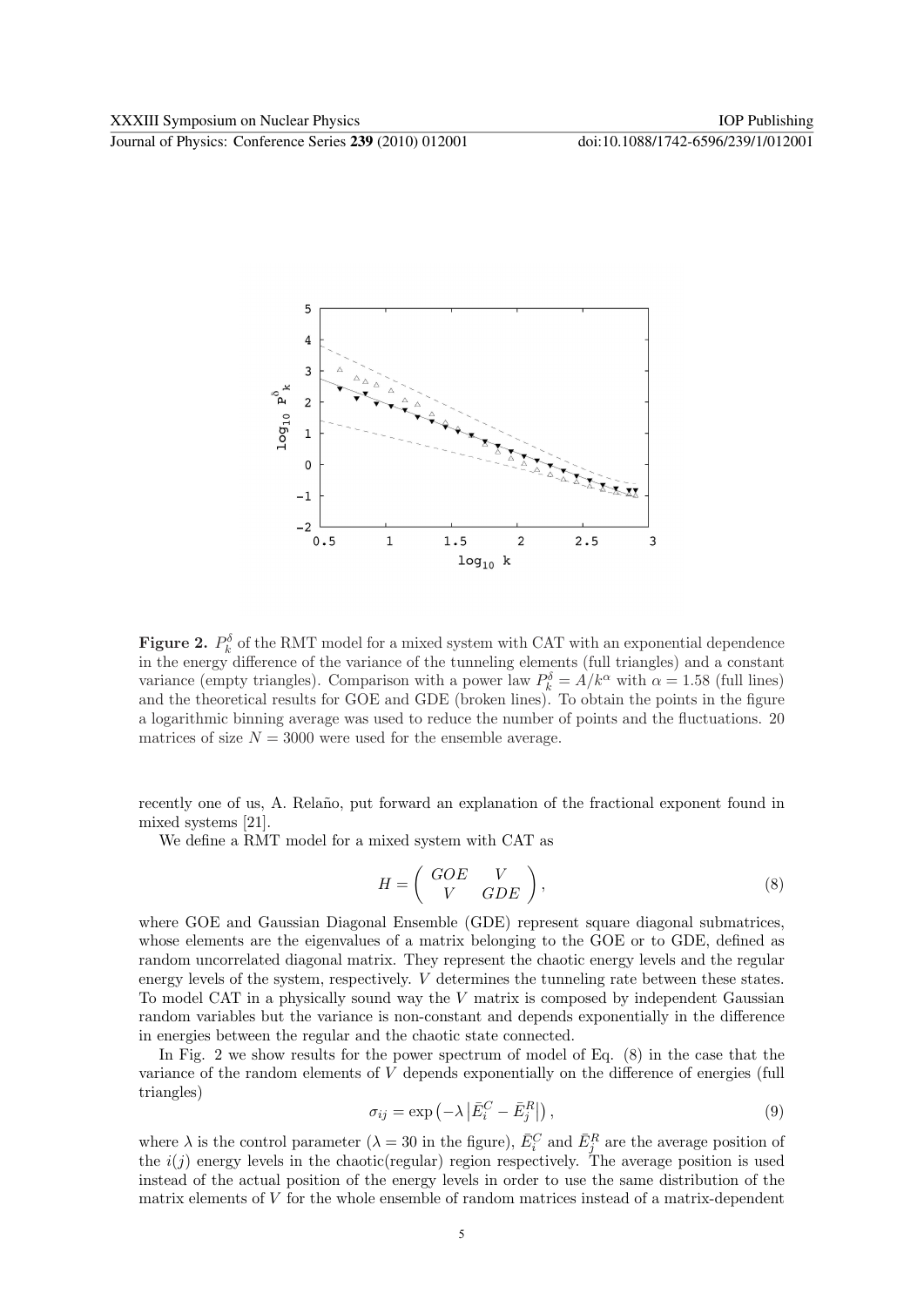**Figure 2.** $P_k^\delta$ of the RMT model for a mixed system with CAT with an exponential dependence in the energy difference of the variance of the tunneling elements (full triangles) and a constant variance (empty triangles). Comparison with a power law $P_k^\delta = A/k^\alpha$ with $\alpha = 1.58$ (full lines) and the theoretical results for GOE and GDE (broken lines). To obtain the points in the figure a logarithmic binning average was used to reduce the number of points and the fluctuations. 20 matrices of size $N = 3000$ were used for the ensemble average.

recently one of us, A. Relaño, put forward an explanation of the fractional exponent found in mixed systems [21].

We define a RMT model for a mixed system with CAT as

$$H = \begin{pmatrix} GOE & V \\ V & GDE \end{pmatrix}, \tag{8}$$

where GOE and Gaussian Diagonal Ensemble (GDE) represent square diagonal submatrices, whose elements are the eigenvalues of a matrix belonging to the GOE or to GDE, defined as random uncorrelated diagonal matrix. They represent the chaotic energy levels and the regular energy levels of the system, respectively. $V$ determines the tunneling rate between these states. To model CAT in a physically sound way the $V$ matrix is composed by independent Gaussian random variables but the variance is non-constant and depends exponentially in the difference in energies between the regular and the chaotic state connected.

In Fig. 2 we show results for the power spectrum of model of Eq. (8) in the case that the variance of the random elements of $V$ depends exponentially on the difference of energies (full triangles)

$$\sigma_{ij} = \exp\left(-\lambda \left|\bar{E}_i^C - \bar{E}_j^R\right|\right), \tag{9}$$

where $\lambda$ is the control parameter ($\lambda = 30$ in the figure), $\bar{E}_i^C$ and $\bar{E}_j^R$ are the average position of the $i(j)$ energy levels in the chaotic(regular) region respectively. The average position is used instead of the actual position of the energy levels in order to use the same distribution of the matrix elements of $V$ for the whole ensemble of random matrices instead of a matrix-dependent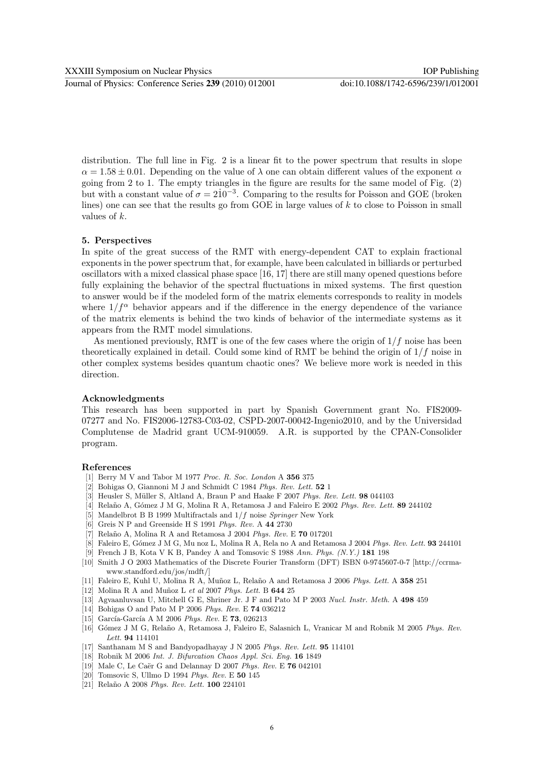distribution. The full line in Fig. 2 is a linear fit to the power spectrum that results in slope $\alpha = 1.58 \pm 0.01$. Depending on the value of $\lambda$ one can obtain different values of the exponent $\alpha$ going from 2 to 1. The empty triangles in the figure are results for the same model of Fig. (2) but with a constant value of $\sigma = 2\dot{1}0^{-3}$. Comparing to the results for Poisson and GOE (broken lines) one can see that the results go from GOE in large values of $k$ to close to Poisson in small values of $k$.

### 5. Perspectives

In spite of the great success of the RMT with energy-dependent CAT to explain fractional exponents in the power spectrum that, for example, have been calculated in billiards or perturbed oscillators with a mixed classical phase space [16, 17] there are still many opened questions before fully explaining the behavior of the spectral fluctuations in mixed systems. The first question to answer would be if the modeled form of the matrix elements corresponds to reality in models where $1/f^{\alpha}$ behavior appears and if the difference in the energy dependence of the variance of the matrix elements is behind the two kinds of behavior of the intermediate systems as it appears from the RMT model simulations.

As mentioned previously, RMT is one of the few cases where the origin of $1/f$ noise has been theoretically explained in detail. Could some kind of RMT be behind the origin of $1/f$ noise in other complex systems besides quantum chaotic ones? We believe more work is needed in this direction.

### Acknowledgments

This research has been supported in part by Spanish Government grant No. FIS2009-07277 and No. FIS2006-12783-C03-02, CSPD-2007-00042-Ingenio2010, and by the Universidad Complutense de Madrid grant UCM-910059. A.R. is supported by the CPAN-Consolider program.

### References

[1] Berry M V and Tabor M 1977 *Proc. R. Soc. London* A **356** 375
[2] Bohigas O, Giannoni M J and Schmidt C 1984 *Phys. Rev. Lett.* **52** 1
[3] Heusler S, Müller S, Altland A, Braun P and Haake F 2007 *Phys. Rev. Lett.* **98** 044103
[4] Relaño A, Gómez J M G, Molina R A, Retamosa J and Faleiro E 2002 *Phys. Rev. Lett.* **89** 244102
[5] Mandelbrot B B 1999 Multifractals and $1/f$ noise *Springer* New York
[6] Greis N P and Greenside H S 1991 *Phys. Rev.* A **44** 2730
[7] Relaño A, Molina R A and Retamosa J 2004 *Phys. Rev.* E **70** 017201
[8] Faleiro E, Gómez J M G, Mu noz L, Molina R A, Rela no A and Retamosa J 2004 *Phys. Rev. Lett.* **93** 244101
[9] French J B, Kota V K B, Pandey A and Tomsovic S 1988 *Ann. Phys. (N.Y.)* **181** 198
[10] Smith J O 2003 Mathematics of the Discrete Fourier Transform (DFT) ISBN 0-9745607-0-7 [http://ccrma-www.standford.edu/jos/mdft/]
[11] Faleiro E, Kuhl U, Molina R A, Muñoz L, Relaño A and Retamosa J 2006 *Phys. Lett.* A **358** 251
[12] Molina R A and Muñoz L *et al* 2007 *Phys. Lett.* B **644** 25
[13] Agvaanluvsan U, Mitchell G E, Shriner Jr. J F and Pato M P 2003 *Nucl. Instr. Meth.* A **498** 459
[14] Bohigas O and Pato M P 2006 *Phys. Rev.* E **74** 036212
[15] García-García A M 2006 *Phys. Rev.* E **73**, 026213
[16] Gómez J M G, Relaño A, Retamosa J, Faleiro E, Salasnich L, Vranicar M and Robnik M 2005 *Phys. Rev. Lett.* **94** 114101
[17] Santhanam M S and Bandyopadhayay J N 2005 *Phys. Rev. Lett.* **95** 114101
[18] Robnik M 2006 *Int. J. Bifurcation Chaos Appl. Sci. Eng.* **16** 1849
[19] Male C, Le Caër G and Delannay D 2007 *Phys. Rev.* E **76** 042101
[20] Tomsovic S, Ullmo D 1994 *Phys. Rev.* E **50** 145
[21] Relaño A 2008 *Phys. Rev. Lett.* **100** 224101